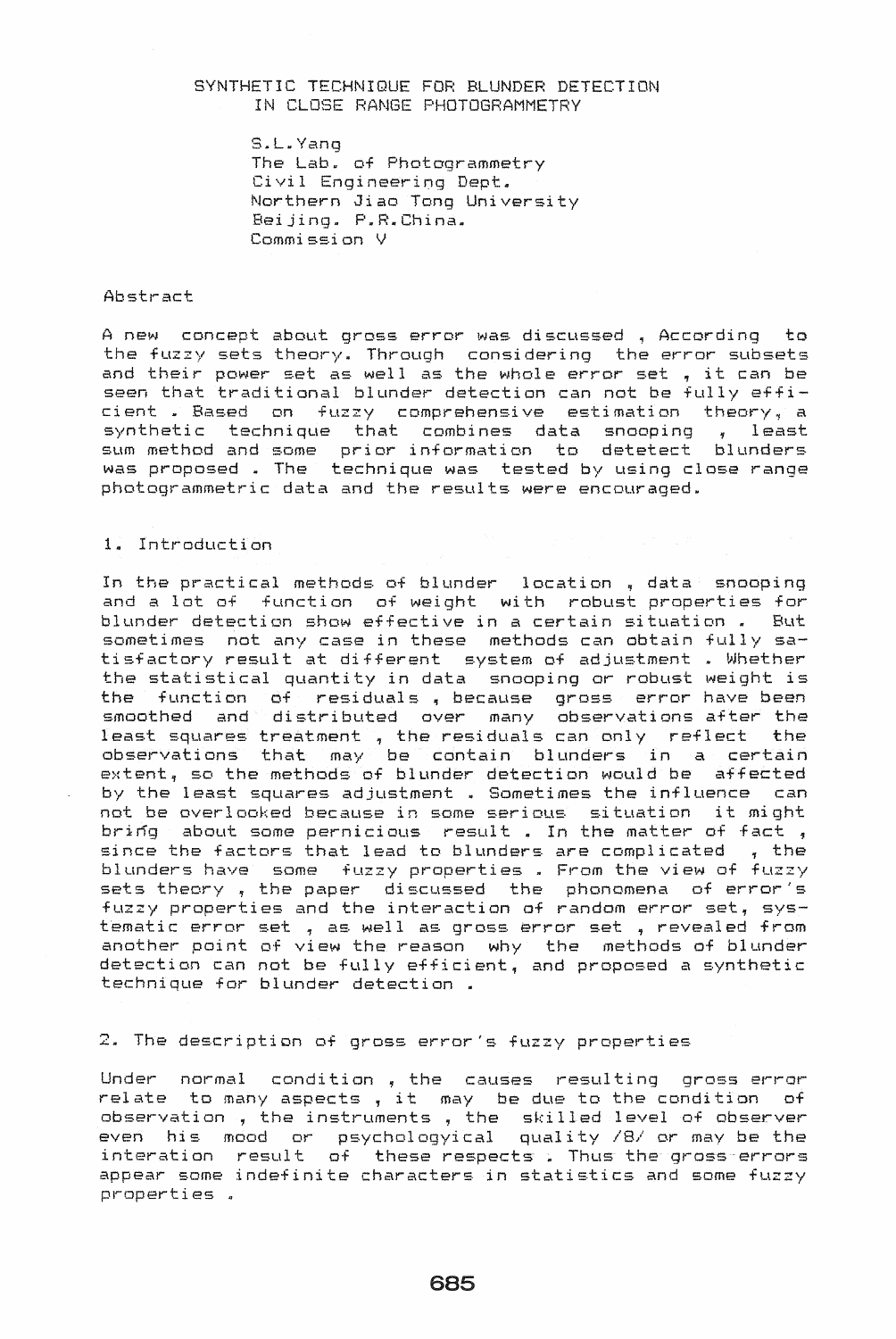# SYNTHETIC TECHNIQUE FOR BLUNDER DETECTION IN CLOSE RANGE PHOTOGRAMMETRY

S.L.Yang
The Lab. of Photogrammetry
Civil Engineering Dept.
Northern Jiao Tong University
Beijing. P.R.China.
Commission V

## Abstract

A new concept about gross error was discussed , According to the fuzzy sets theory. Through considering the error subsets and their power set as well as the whole error set , it can be seen that traditional blunder detection can not be fully efficient . Based on fuzzy comprehensive estimation theory, a synthetic technique that combines data snooping , least sum method and some prior information to detetect blunders was proposed . The technique was tested by using close range photogrammetric data and the results were encouraged.

## 1. Introduction

In the practical methods of blunder location , data snooping and a lot of function of weight with robust properties for blunder detection show effective in a certain situation . But sometimes not any case in these methods can obtain fully satisfactory result at different system of adjustment . Whether the statistical quantity in data snooping or robust weight is the function of residuals , because gross error have been smoothed and distributed over many observations after the least squares treatment , the residuals can only reflect the observations that may be contain blunders in a certain extent, so the methods of blunder detection would be affected by the least squares adjustment . Sometimes the influence can not be overlooked because in some serious situation it might brińg about some pernicious result . In the matter of fact , since the factors that lead to blunders are complicated , the blunders have some fuzzy properties . From the view of fuzzy sets theory , the paper discussed the phonomena of error's fuzzy properties and the interaction of random error set, systematic error set , as well as gross error set , revealed from another point of view the reason why the methods of blunder detection can not be fully efficient, and proposed a synthetic technique for blunder detection .

## 2. The description of gross error's fuzzy properties

Under normal condition , the causes resulting gross error relate to many aspects , it may be due to the condition of observation , the instruments , the skilled level of observer even his mood or psychologyical quality /8/ or may be the interation result of these respects . Thus the gross errors appear some indefinite characters in statistics and some fuzzy properties .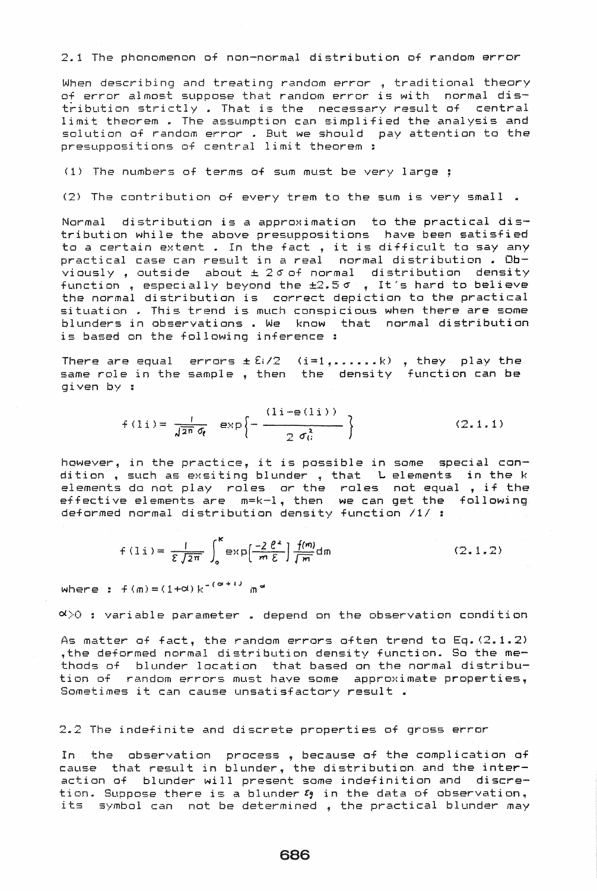## 2.1 The phonomenon of non-normal distribution of random error

When describing and treating random error , traditional theory of error almost suppose that random error is with normal distribution strictly . That is the necessary result of central limit theorem . The assumption can simplified the analysis and solution of random error . But we should pay attention to the presuppositions of central limit theorem :

(1) The numbers of terms of sum must be very large ;

(2) The contribution of every trem to the sum is very small .

Normal distribution is a approximation to the practical distribution while the above presuppositions have been satisfied to a certain extent . In the fact , it is difficult to say any practical case can result in a real normal distribution . Obviously , outside about $\pm 2\sigma$ of normal distribution density function , especially beyond the $\pm 2.5\sigma$ , It's hard to believe the normal distribution is correct depiction to the practical situation . This trend is much conspicious when there are some blunders in observations . We know that normal distribution is based on the following inference :

There are equal errors $\pm \varepsilon_i/2$ $(i=1,\ldots\ldots k)$ , they play the same role in the sample , then the density function can be given by :

$$f(li) = \frac{1}{\sqrt{2\pi}\,\sigma_i} \exp\left\{-\frac{(li-e(li))}{2\,\sigma_i^2}\right\} \tag{2.1.1}$$

however, in the practice, it is possible in some special condition , such as exsiting blunder , that L elements in the k elements do not play roles or the roles not equal , if the effective elements are m=k-1, then we can get the following deformed normal distribution density function /1/ :

$$f(li) = \frac{1}{\varepsilon\sqrt{2\pi}} \int_0^K \exp\left[\frac{-2\,\ell^2}{m\,\varepsilon}\right] \frac{f(m)}{\sqrt{m}}\,dm \tag{2.1.2}$$

where : $f(m)=(1+\alpha)\,k^{-(\alpha+1)}\,m^{\alpha}$

$\alpha>0$ : variable parameter . depend on the observation condition

As matter of fact, the random errors often trend to Eq.(2.1.2) ,the deformed normal distribution density function. So the methods of blunder location that based on the normal distribution of random errors must have some approximate properties, Sometimes it can cause unsatisfactory result .

## 2.2 The indefinite and discrete properties of gross error

In the observation process , because of the complication of cause that result in blunder, the distribution and the interaction of blunder will present some indefinition and discretion. Suppose there is a blunder $\varepsilon_g$ in the data of observation, its symbol can not be determined , the practical blunder may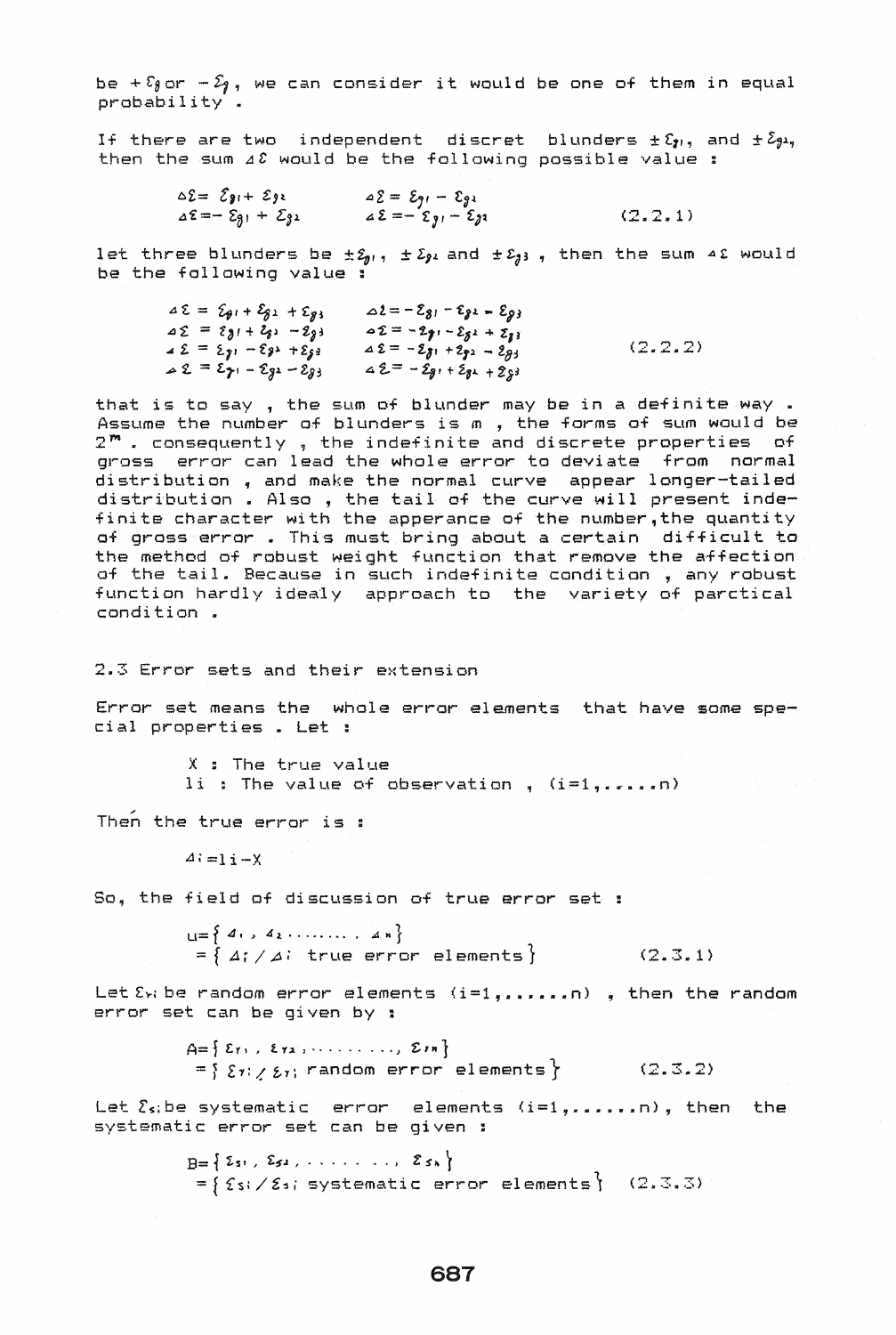be $+\varepsilon_g$ or $-\varepsilon_g$, we can consider it would be one of them in equal probability .

If there are two independent discret blunders $\pm\varepsilon_{g1}$, and $\pm\varepsilon_{g2}$, then the sum $\Delta\varepsilon$ would be the following possible value :

$$\begin{aligned} \Delta\varepsilon &= \varepsilon_{g1} + \varepsilon_{g2} & \Delta\varepsilon &= \varepsilon_{g1} - \varepsilon_{g2} \\ \Delta\varepsilon &= -\varepsilon_{g1} + \varepsilon_{g2} & \Delta\varepsilon &= -\varepsilon_{g1} - \varepsilon_{g2} \end{aligned} \tag{2.2.1}$$

let three blunders be $\pm\varepsilon_{g1}$, $\pm\varepsilon_{g2}$ and $\pm\varepsilon_{g3}$, then the sum $\Delta\varepsilon$ would be the following value :

$$\begin{aligned} \Delta\varepsilon &= \varepsilon_{g1} + \varepsilon_{g2} + \varepsilon_{g3} & \Delta\varepsilon &= -\varepsilon_{g1} - \varepsilon_{g2} - \varepsilon_{g3} \\ \Delta\varepsilon &= \varepsilon_{g1} + \varepsilon_{g2} - \varepsilon_{g3} & \Delta\varepsilon &= -\varepsilon_{g1} - \varepsilon_{g2} + \varepsilon_{g3} \\ \Delta\varepsilon &= \varepsilon_{g1} - \varepsilon_{g2} + \varepsilon_{g3} & \Delta\varepsilon &= -\varepsilon_{g1} + \varepsilon_{g2} - \varepsilon_{g3} \\ \Delta\varepsilon &= \varepsilon_{g1} - \varepsilon_{g2} - \varepsilon_{g3} & \Delta\varepsilon &= -\varepsilon_{g1} + \varepsilon_{g2} + \varepsilon_{g3} \end{aligned} \tag{2.2.2}$$

that is to say , the sum of blunder may be in a definite way . Assume the number of blunders is m , the forms of sum would be $2^m$ . consequently , the indefinite and discrete properties of gross error can lead the whole error to deviate from normal distribution , and make the normal curve appear longer-tailed distribution . Also , the tail of the curve will present indefinite character with the apperance of the number,the quantity of gross error . This must bring about a certain difficult to the method of robust weight function that remove the affection of the tail. Because in such indefinite condition , any robust function hardly idealy approach to the variety of parctical condition .

## 2.3 Error sets and their extension

Error set means the whole error elements that have some special properties . Let :

X : The true value
li : The value of observation , (i=1,.....n)

Then the true error is :

$$\Delta i = li - X$$

So, the field of discussion of true error set :

$$\begin{aligned} u &= \{ \Delta_1 , \Delta_2 \ldots\ldots\ldots , \Delta_n \} \\ &= \{ \Delta_i / \Delta_i \text{ true error elements} \} \end{aligned} \tag{2.3.1}$$

Let $\varepsilon_{ri}$ be random error elements (i=1,......n) , then the random error set can be given by :

$$\begin{aligned} A &= \{ \varepsilon_{r1} , \varepsilon_{r2} , \ldots\ldots\ldots , \varepsilon_{rn} \} \\ &= \{ \varepsilon_{ri} / \varepsilon_{ri} \text{ random error elements} \} \end{aligned} \tag{2.3.2}$$

Let $\varepsilon_{si}$ be systematic error elements (i=1,......n), then the systematic error set can be given :

$$\begin{aligned} B &= \{ \varepsilon_{s1} , \varepsilon_{s2} , \ldots\ldots\ldots , \varepsilon_{sn} \} \\ &= \{ \varepsilon_{si} / \varepsilon_{si} \text{ systematic error elements} \} \end{aligned} \tag{2.3.3}$$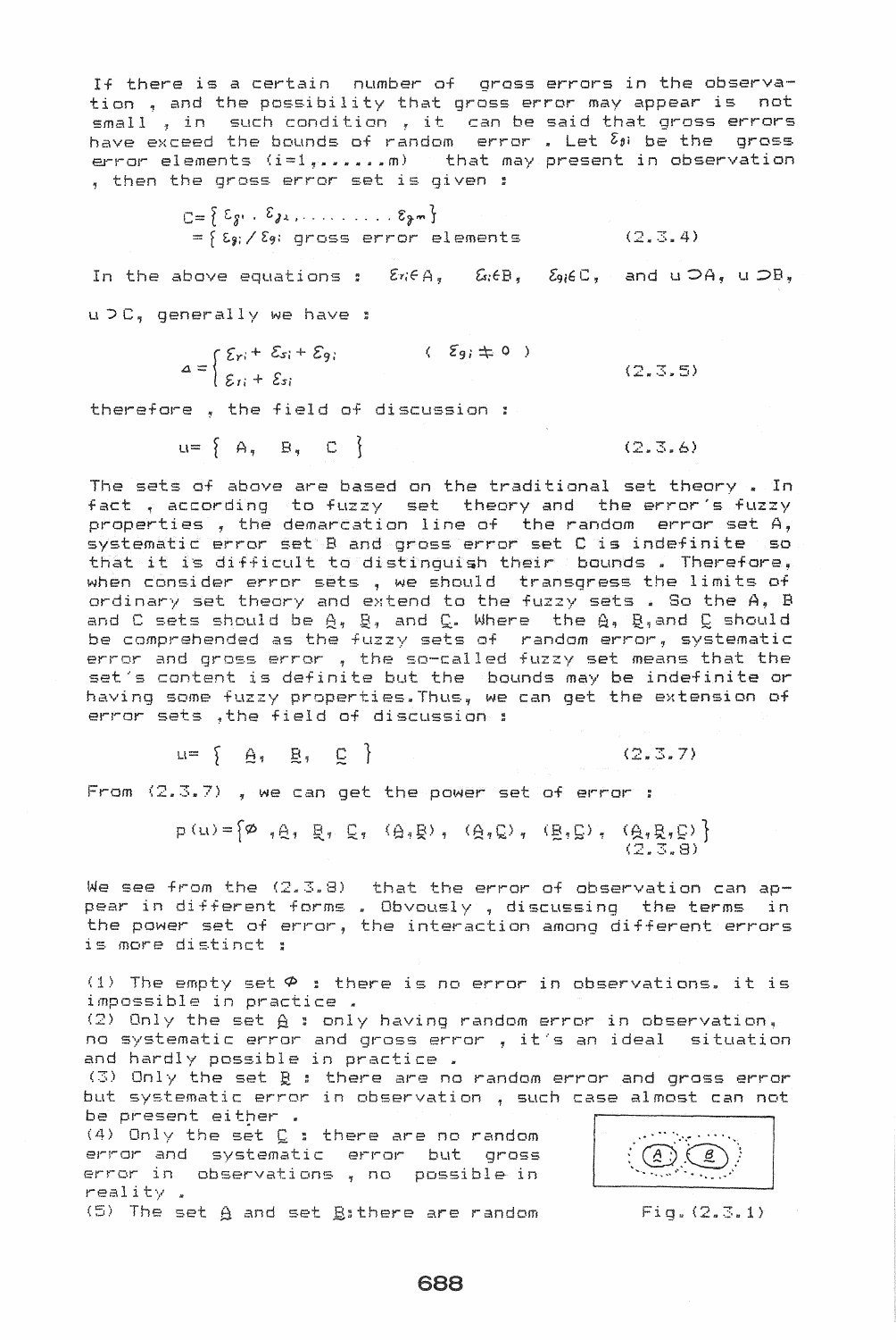If there is a certain number of gross errors in the observation , and the possibility that gross error may appear is not small , in such condition , it can be said that gross errors have exceed the bounds of random error . Let $\varepsilon_{gi}$ be the gross error elements (i=1,......m) that may present in observation , then the gross error set is given :

$$C=\{\varepsilon_{g1}, \varepsilon_{g2}, \ldots\ldots\ldots \varepsilon_{gm}\}$$
$$=\{\varepsilon_{gi} / \varepsilon_{gi} \text{ gross error elements}\} \qquad (2.3.4)$$

In the above equations : $\varepsilon_{ri} \in A$, $\varepsilon_{si} \in B$, $\varepsilon_{gi} \in C$, and $u \supset A$, $u \supset B$, $u \supset C$, generally we have :

$$\Delta=\begin{cases} \varepsilon_{ri}+\varepsilon_{si}+\varepsilon_{gi} & (\varepsilon_{gi} \neq 0) \\ \varepsilon_{ri}+\varepsilon_{si} & \end{cases} \qquad (2.3.5)$$

therefore , the field of discussion :

$$u=\{A, \; B, \; C\} \qquad (2.3.6)$$

The sets of above are based on the traditional set theory . In fact , according to fuzzy set theory and the error's fuzzy properties , the demarcation line of the random error set A, systematic error set B and gross error set C is indefinite so that it is difficult to distinguish their bounds . Therefore, when consider error sets , we should transgress the limits of ordinary set theory and extend to the fuzzy sets . So the A, B and C sets should be $\underset{\sim}{A}$, $\underset{\sim}{B}$, and $\underset{\sim}{C}$. Where the $\underset{\sim}{A}$, $\underset{\sim}{B}$, and $\underset{\sim}{C}$ should be comprehended as the fuzzy sets of random error, systematic error and gross error , the so-called fuzzy set means that the set's content is definite but the bounds may be indefinite or having some fuzzy properties.Thus, we can get the extension of error sets ,the field of discussion :

$$u=\{\underset{\sim}{A}, \; \underset{\sim}{B}, \; \underset{\sim}{C}\} \qquad (2.3.7)$$

From (2.3.7) , we can get the power set of error :

$$p(u)=\{\emptyset, \underset{\sim}{A}, \underset{\sim}{B}, \underset{\sim}{C}, (\underset{\sim}{A},\underset{\sim}{B}), (\underset{\sim}{A},\underset{\sim}{C}), (\underset{\sim}{B},\underset{\sim}{C}), (\underset{\sim}{A},\underset{\sim}{B},\underset{\sim}{C})\} \qquad (2.3.8)$$

We see from the (2.3.8) that the error of observation can appear in different forms . Obvously , discussing the terms in the power set of error, the interaction among different errors is more distinct :

(1) The empty set $\emptyset$ : there is no error in observations. it is impossible in practice .
(2) Only the set $\underset{\sim}{A}$ : only having random error in observation, no systematic error and gross error , it's an ideal situation and hardly possible in practice .
(3) Only the set $\underset{\sim}{B}$ : there are no random error and gross error but systematic error in observation , such case almost can not be present either .
(4) Only the set $\underset{\sim}{C}$ : there are no random error and systematic error but gross error in observations , no possible in reality .
(5) The set $\underset{\sim}{A}$ and set $\underset{\sim}{B}$:there are random

Fig.(2.3.1)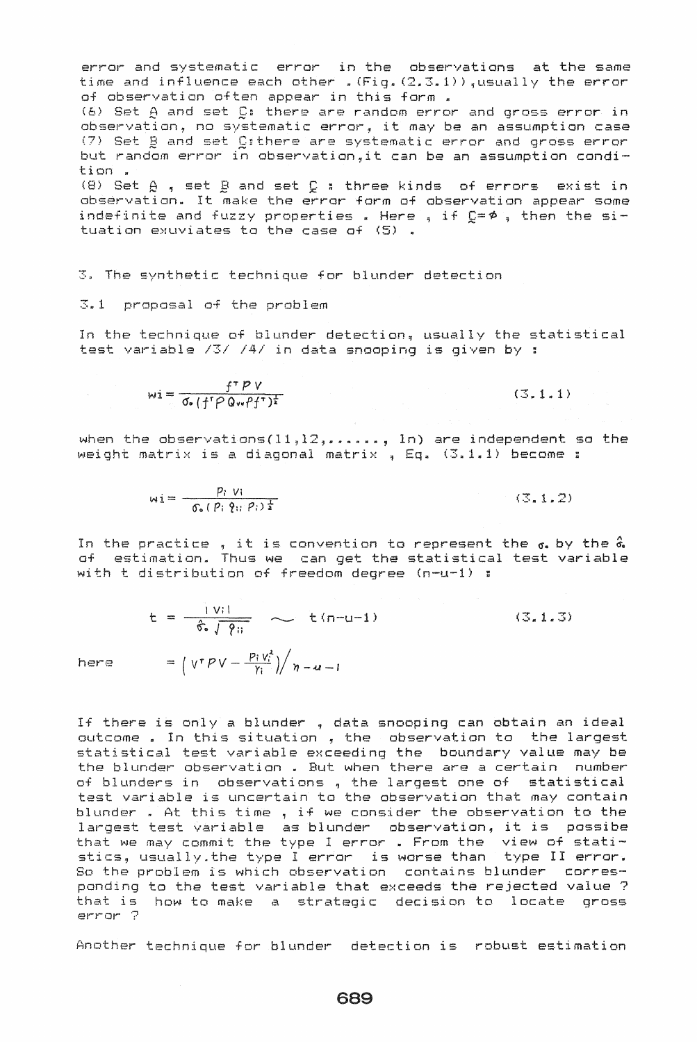error and systematic error in the observations at the same time and influence each other .(Fig.(2.3.1)),usually the error of observation often appear in this form .

(6) Set $\underset{\sim}{A}$ and set $\underset{\sim}{C}$: there are random error and gross error in observation, no systematic error, it may be an assumption case

(7) Set $\underset{\sim}{B}$ and set $\underset{\sim}{C}$:there are systematic error and gross error but random error in observation,it can be an assumption condition .

(8) Set $\underset{\sim}{A}$ , set $\underset{\sim}{B}$ and set $\underset{\sim}{C}$ : three kinds of errors exist in observation. It make the error form of observation appear some indefinite and fuzzy properties . Here , if $\underset{\sim}{C}=\phi$ , then the situation exuviates to the case of (5) .

## 3. The synthetic technique for blunder detection

### 3.1 proposal of the problem

In the technique of blunder detection, usually the statistical test variable /3/ /4/ in data snooping is given by :

$$wi=\frac{f^{T}PV}{\sigma_{0}(f^{T}PQ_{vv}Pf^{T})^{\frac{1}{2}}} \qquad (3.1.1)$$

when the observations(l1,l2,......, ln) are independent so the weight matrix is a diagonal matrix , Eq. (3.1.1) become :

$$wi=\frac{P_{i}\,V_{i}}{\sigma_{0}(P_{i}\,q_{ii}\,P_{i})^{\frac{1}{2}}} \qquad (3.1.2)$$

In the practice , it is convention to represent the $\sigma_0$ by the $\hat{\sigma}_0$ of estimation. Thus we can get the statistical test variable with t distribution of freedom degree (n-u-1) :

$$t=\frac{|V_{i}|}{\hat{\sigma}_{0}\sqrt{q_{ii}}} \sim t(n-u-1) \qquad (3.1.3)$$

here $\quad = \left(V^{T}PV-\frac{P_{i}V_{i}^{2}}{Y_{i}}\right)\Big/ n-u-1$

If there is only a blunder , data snooping can obtain an ideal outcome . In this situation , the observation to the largest statistical test variable exceeding the boundary value may be the blunder observation . But when there are a certain number of blunders in observations , the largest one of statistical test variable is uncertain to the observation that may contain blunder . At this time , if we consider the observation to the largest test variable as blunder observation, it is possibe that we may commit the type I error . From the view of statistics, usually.the type I error is worse than type II error. So the problem is which observation contains blunder corresponding to the test variable that exceeds the rejected value ? that is how to make a strategic decision to locate gross error ?

Another technique for blunder detection is robust estimation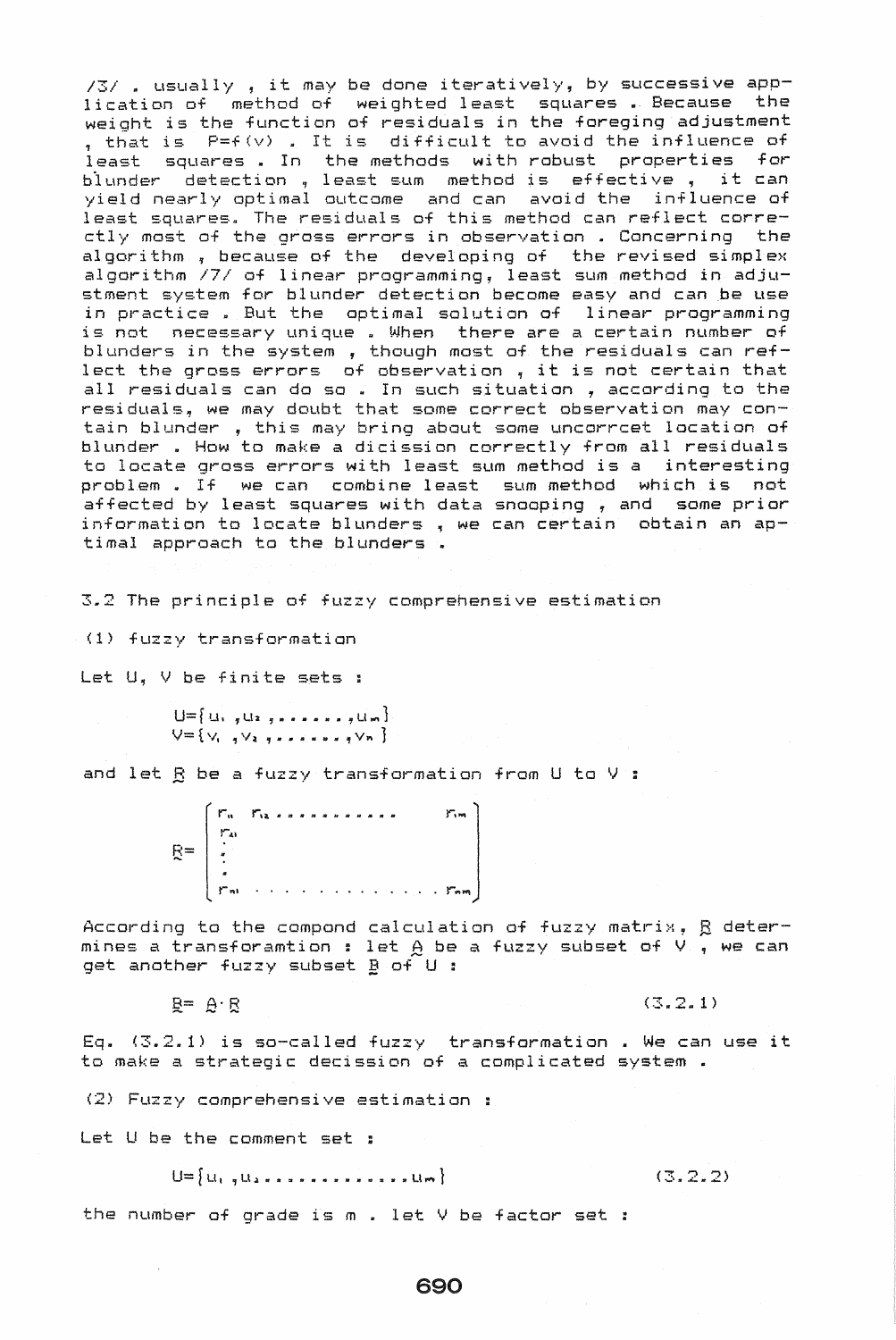/3/ . usually , it may be done iteratively, by successive application of method of weighted least squares . Because the weight is the function of residuals in the foreging adjustment , that is $P=f(v)$ . It is difficult to avoid the influence of least squares . In the methods with robust properties for blunder detection , least sum method is effective , it can yield nearly optimal outcome and can avoid the influence of least squares. The residuals of this method can reflect correctly most of the gross errors in observation . Concerning the algorithm , because of the developing of the revised simplex algorithm /7/ of linear programming, least sum method in adjustment system for blunder detection become easy and can be use in practice . But the optimal solution of linear programming is not necessary unique . When there are a certain number of blunders in the system , though most of the residuals can reflect the gross errors of observation , it is not certain that all residuals can do so . In such situation , according to the residuals, we may doubt that some correct observation may contain blunder , this may bring about some uncorrcet location of blunder . How to make a dicission correctly from all residuals to locate gross errors with least sum method is a interesting problem . If we can combine least sum method which is not affected by least squares with data snooping , and some prior information to locate blunders , we can certain obtain an aptimal approach to the blunders .

### 3.2 The principle of fuzzy comprehensive estimation

(1) fuzzy transformation

Let U, V be finite sets :

$$U=\{u_1, u_2, \ldots\ldots, u_m\}$$
$$V=\{v_1, v_2, \ldots\ldots, v_n\}$$

and let $\underset{\sim}{R}$ be a fuzzy transformation from U to V :

$$\underset{\sim}{R}=\begin{pmatrix} r_{11} & r_{12} \ldots\ldots\ldots\ldots & r_{1m} \\ r_{21} & & \\ \vdots & & \\ r_{n1} & \ldots\ldots\ldots\ldots\ldots & r_{nm} \end{pmatrix}$$

According to the compond calculation of fuzzy matrix, $\underset{\sim}{R}$ determines a transforamtion : let $\underset{\sim}{A}$ be a fuzzy subset of V , we can get another fuzzy subset $\underset{\sim}{B}$ of U :

$$\underset{\sim}{B}=\underset{\sim}{A}\cdot\underset{\sim}{R} \tag{3.2.1}$$

Eq. (3.2.1) is so-called fuzzy transformation . We can use it to make a strategic decission of a complicated system .

(2) Fuzzy comprehensive estimation :

Let U be the comment set :

$$U=\{u_1, u_2 \ldots\ldots\ldots\ldots u_m\} \tag{3.2.2}$$

the number of grade is m . let V be factor set :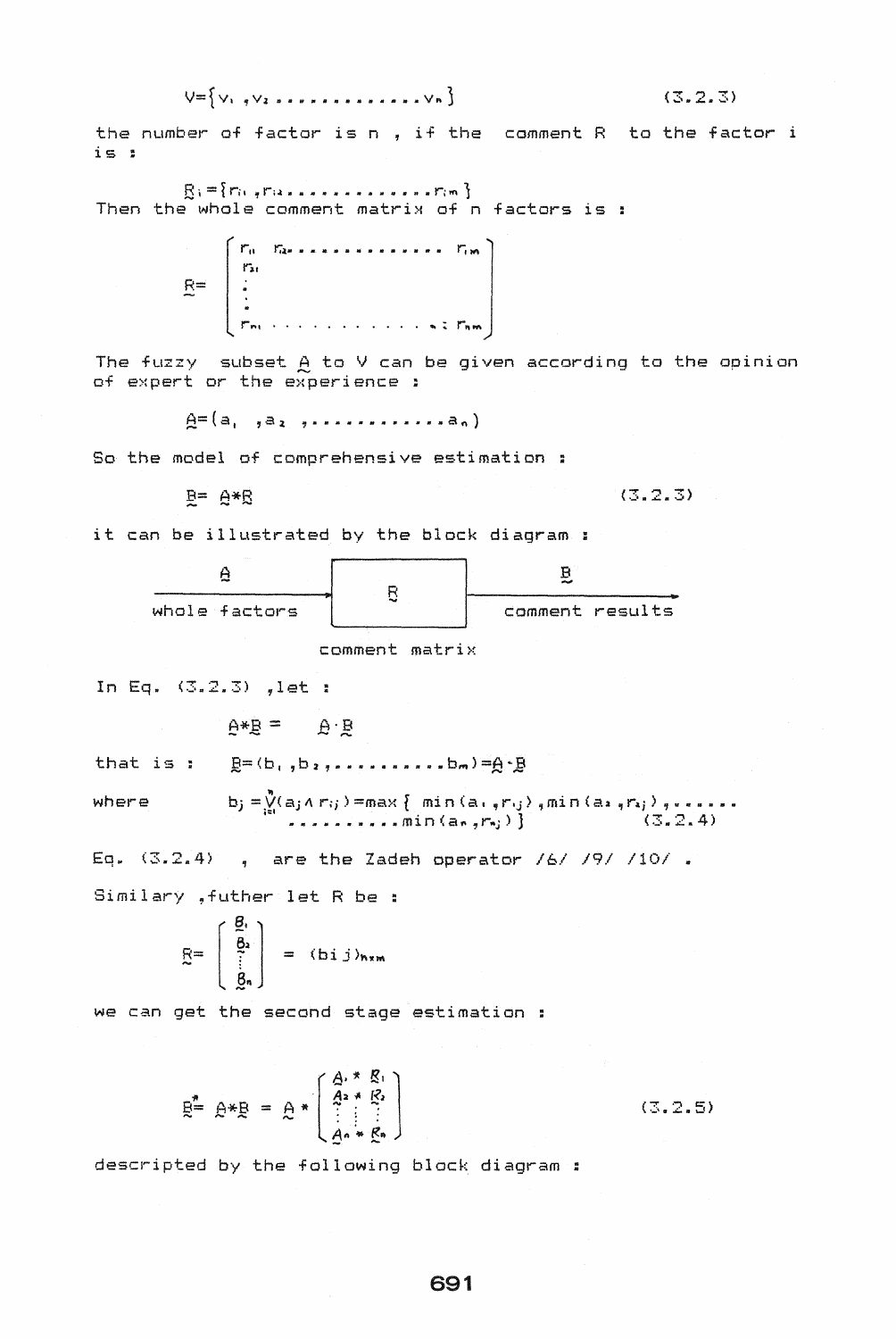$$V=\{v_1, v_2, \ldots\ldots\ldots\ldots v_n\} \tag{3.2.3}$$

the number of factor is n , if the comment R to the factor i is :

$$\underset{\sim}{R}_i=\{r_{i1}, r_{i2}, \ldots\ldots\ldots\ldots r_{im}\}$$

Then the whole comment matrix of n factors is :

$$\underset{\sim}{R}=\begin{bmatrix} r_{11} & r_{12} \ldots\ldots\ldots\ldots & r_{1m} \\ r_{21} & & \\ \vdots & & \\ r_{n1} & \ldots\ldots\ldots\ldots & r_{nm} \end{bmatrix}$$

The fuzzy subset $\underset{\sim}{A}$ to V can be given according to the opinion of expert or the experience :

$$\underset{\sim}{A}=(a_1, a_2, \ldots\ldots\ldots\ldots a_n)$$

So the model of comprehensive estimation :

$$\underset{\sim}{B}=\underset{\sim}{A}*\underset{\sim}{R} \tag{3.2.3}$$

it can be illustrated by the block diagram :

$\underset{\sim}{A}$ (whole factors) → [ $\underset{\sim}{R}$ comment matrix ] → $\underset{\sim}{B}$ (comment results)

In Eq. (3.2.3) ,let :

$$\underset{\sim}{A}*\underset{\sim}{R}=\underset{\sim}{A}\cdot\underset{\sim}{R}$$

that is : $\underset{\sim}{B}=(b_1, b_2, \ldots\ldots\ldots\ldots b_m)=\underset{\sim}{A}\cdot\underset{\sim}{R}$

where

$$b_j=\bigvee_{i=1}^{n}(a_i \wedge r_{ij})=\max\{\min(a_1, r_{1j}), \min(a_2, r_{2j}), \ldots\ldots\ldots\ldots \min(a_n, r_{nj})\} \tag{3.2.4}$$

Eq. (3.2.4) , are the Zadeh operator /6/ /9/ /10/ .

Similary ,futher let R be :

$$\underset{\sim}{R}=\begin{bmatrix} \underset{\sim}{B}_1 \\ \underset{\sim}{B}_2 \\ \vdots \\ \underset{\sim}{B}_n \end{bmatrix}=(b_{ij})_{n\times m}$$

we can get the second stage estimation :

$$\underset{\sim}{B}^*=\underset{\sim}{A}*\underset{\sim}{R}=\underset{\sim}{A}*\begin{bmatrix} \underset{\sim}{A}_1 * \underset{\sim}{R}_1 \\ \underset{\sim}{A}_2 * \underset{\sim}{R}_2 \\ \vdots \\ \underset{\sim}{A}_n * \underset{\sim}{R}_n \end{bmatrix} \tag{3.2.5}$$

descripted by the following block diagram :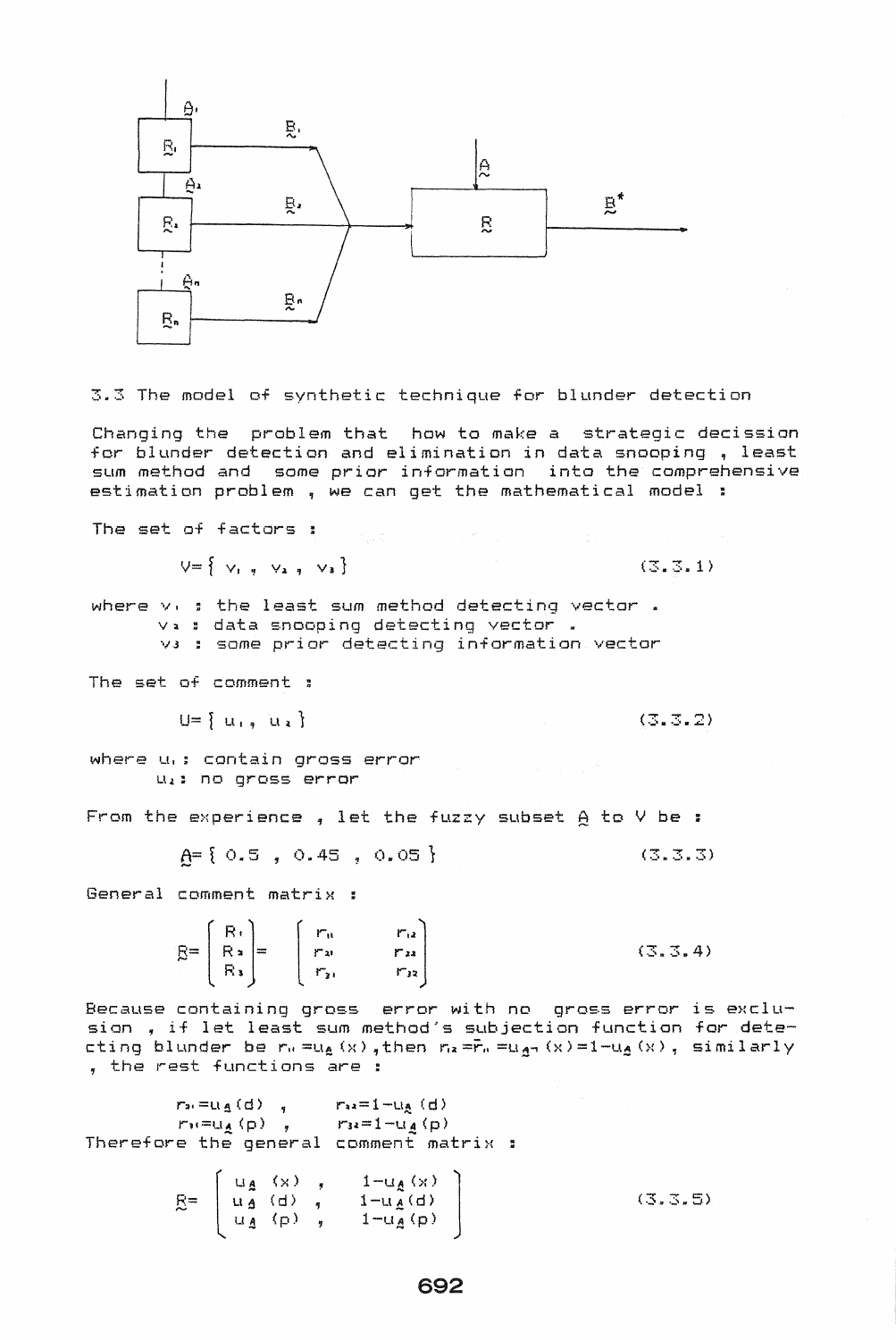## 3.3 The model of synthetic technique for blunder detection

Changing the problem that how to make a strategic decission for blunder detection and elimination in data snooping , least sum method and some prior information into the comprehensive estimation problem , we can get the mathematical model :

The set of factors :

$$V = \{ v_1 , v_2 , v_3 \} \tag{3.3.1}$$

where $v_1$ : the least sum method detecting vector .
$v_2$ : data snooping detecting vector .
$v_3$ : some prior detecting information vector

The set of comment :

$$U = \{ u_1 , u_2 \} \tag{3.3.2}$$

where $u_1$ : contain gross error
$u_2$ : no gross error

From the experience , let the fuzzy subset $\underset{\sim}{A}$ to V be :

$$\underset{\sim}{A} = \{ 0.5 , 0.45 , 0.05 \} \tag{3.3.3}$$

General comment matrix :

$$\underset{\sim}{R} = \begin{bmatrix} R_1 \\ R_2 \\ R_3 \end{bmatrix} = \begin{bmatrix} r_{11} & r_{12} \\ r_{21} & r_{22} \\ r_{31} & r_{32} \end{bmatrix} \tag{3.3.4}$$

Because containing gross error with no gross error is exclusion , if let least sum method's subjection function for detecting blunder be $r_{11} = u_{\underset{\sim}{A}}(x)$ ,then $r_{12} = \bar{r}_{11} = u_{\underset{\sim}{A}^{\neg}}(x) = 1 - u_{\underset{\sim}{A}}(x)$ , similarly , the rest functions are :

$$r_{21} = u_{\underset{\sim}{A}}(d) , \qquad r_{22} = 1 - u_{\underset{\sim}{A}}(d)$$
$$r_{31} = u_{\underset{\sim}{A}}(p) , \qquad r_{32} = 1 - u_{\underset{\sim}{A}}(p)$$

Therefore the general comment matrix :

$$\underset{\sim}{R} = \begin{bmatrix} u_{\underset{\sim}{A}}(x) , & 1 - u_{\underset{\sim}{A}}(x) \\ u_{\underset{\sim}{A}}(d) , & 1 - u_{\underset{\sim}{A}}(d) \\ u_{\underset{\sim}{A}}(p) , & 1 - u_{\underset{\sim}{A}}(p) \end{bmatrix} \tag{3.3.5}$$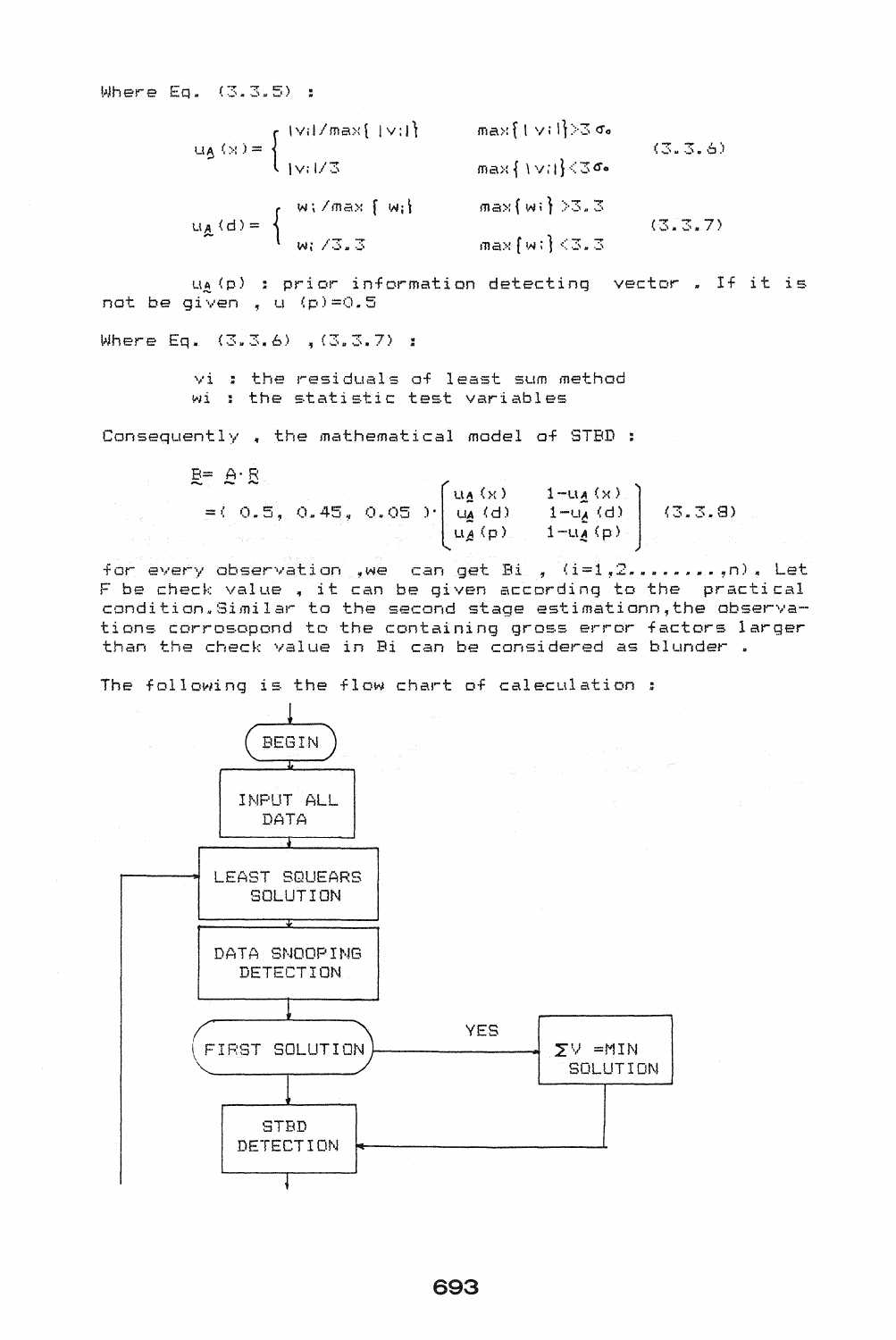Where Eq. (3.3.5) :

$$u_{\underset{\sim}{A}}(x) = \begin{cases} |v_i|/\max\{|v_i|\} & \max\{|v_i|\} > 3\sigma_o \\ |v_i|/3 & \max\{|v_i|\} < 3\sigma_o \end{cases} \quad (3.3.6)$$

$$u_{\underset{\sim}{A}}(d) = \begin{cases} w_i/\max\{w_i\} & \max\{w_i\} > 3.3 \\ w_i/3.3 & \max\{w_i\} < 3.3 \end{cases} \quad (3.3.7)$$

$u_{\underset{\sim}{A}}(p)$ : prior information detecting vector . If it is not be given , $u(p)=0.5$

Where Eq. (3.3.6) ,(3.3.7) :

$v_i$ : the residuals of least sum method
$w_i$ : the statistic test variables

Consequently , the mathematical model of STBD :

$$\underset{\sim}{B} = \underset{\sim}{A} \cdot \underset{\sim}{R} = (\ 0.5,\ 0.45,\ 0.05\ ) \cdot \begin{bmatrix} u_{\underset{\sim}{A}}(x) & 1-u_{\underset{\sim}{A}}(x) \\ u_{\underset{\sim}{A}}(d) & 1-u_{\underset{\sim}{A}}(d) \\ u_{\underset{\sim}{A}}(p) & 1-u_{\underset{\sim}{A}}(p) \end{bmatrix} \quad (3.3.8)$$

for every observation ,we can get $B_i$ , $(i=1,2........,n)$. Let F be check value , it can be given according to the practical condition.Similar to the second stage estimationn,the observations corrosopond to the containing gross error factors larger than the check value in $B_i$ can be considered as blunder .

The following is the flow chart of caleculation :

```
            |
        ( BEGIN )
            |
      [ INPUT ALL DATA ]
            |
+--> [ LEAST SQUEARS SOLUTION ]
|           |
|    [ DATA SNOOPING DETECTION ]
|           |
|    ( FIRST SOLUTION ) ---YES---> [ ΣV =MIN SOLUTION ]
|           |                              |
|    [ STBD DETECTION ] <------------------+
|           |
+-----------+
```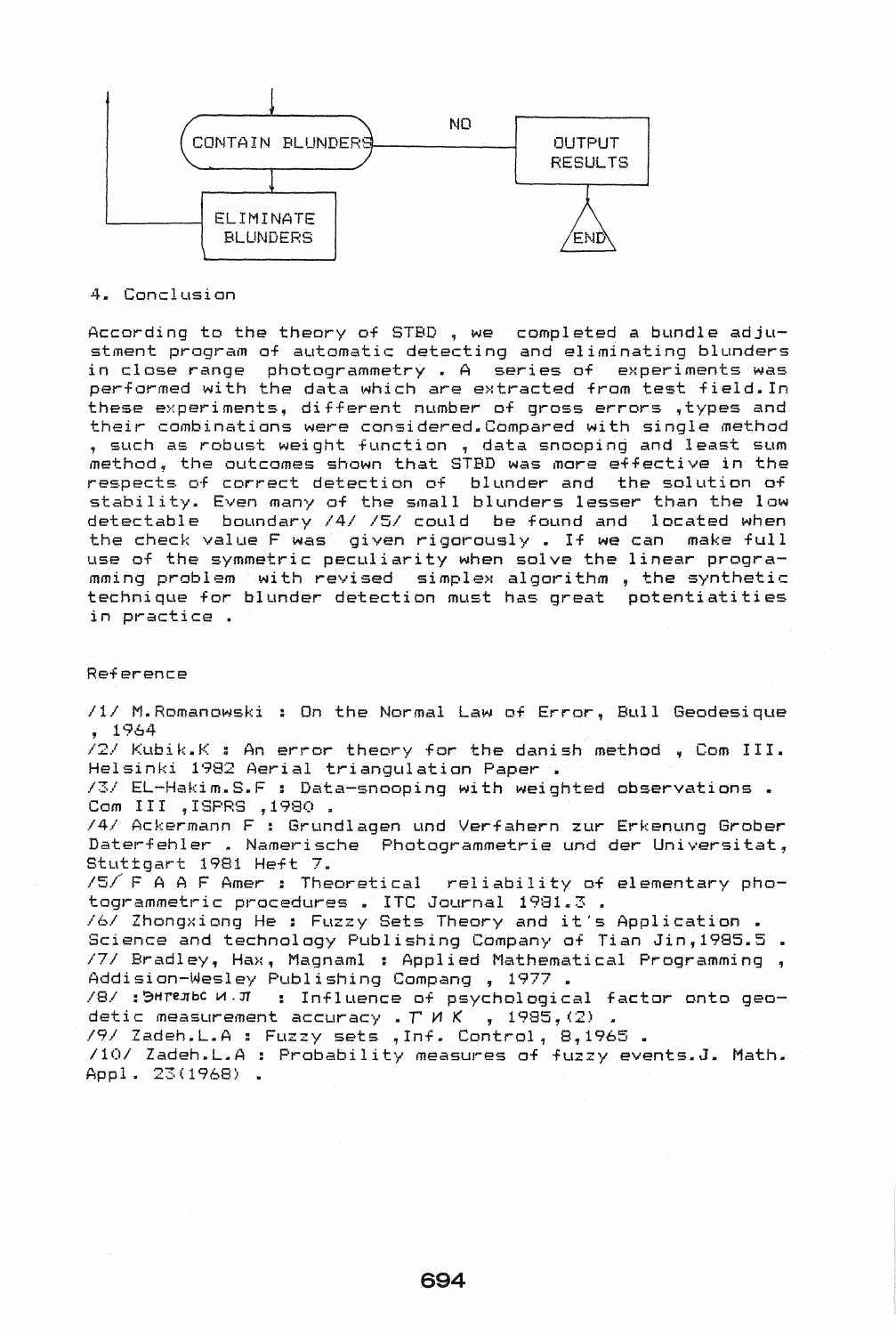CONTAIN BLUNDERS

NO

OUTPUT RESULTS

ELIMINATE BLUNDERS

END

## 4. Conclusion

According to the theory of STBD , we completed a bundle adjustment program of automatic detecting and eliminating blunders in close range photogrammetry . A series of experiments was performed with the data which are extracted from test field. In these experiments, different number of gross errors ,types and their combinations were considered. Compared with single method , such as robust weight function , data snooping and least sum method, the outcomes shown that STBD was more effective in the respects of correct detection of blunder and the solution of stability. Even many of the small blunders lesser than the low detectable boundary /4/ /5/ could be found and located when the check value F was given rigorously . If we can make full use of the symmetric peculiarity when solve the linear programming problem with revised simplex algorithm , the synthetic technique for blunder detection must has great potentiatities in practice .

## Reference

/1/ M.Romanowski : On the Normal Law of Error, Bull Geodesique , 1964

/2/ Kubik.K : An error theory for the danish method , Com III. Helsinki 1982 Aerial triangulation Paper .

/3/ EL-Hakim.S.F : Data-snooping with weighted observations . Com III ,ISPRS ,1980 .

/4/ Ackermann F : Grundlagen und Verfahern zur Erkenung Grober Daterfehler . Namerische Photogrammetrie und der Universitat, Stuttgart 1981 Heft 7.

/5/ F A A F Amer : Theoretical reliability of elementary photogrammetric procedures . ITC Journal 1981.3 .

/6/ Zhongxiong He : Fuzzy Sets Theory and it's Application . Science and technology Publishing Company of Tian Jin,1985.5 .

/7/ Bradley, Hax, Magnaml : Applied Mathematical Programming , Addision-Wesley Publishing Compang , 1977 .

/8/ :Энтельс И.Л : Influence of psychological factor onto geodetic measurement accuracy . Г И К , 1985,(2) .

/9/ Zadeh.L.A : Fuzzy sets ,Inf. Control, 8,1965 .

/10/ Zadeh.L.A : Probability measures of fuzzy events.J. Math. Appl. 23(1968) .